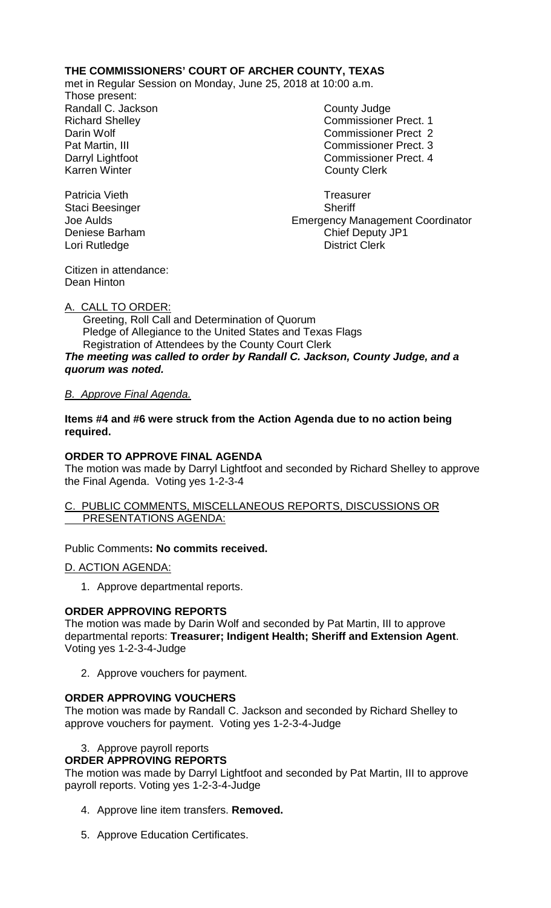**THE COMMISSIONERS' COURT OF ARCHER COUNTY, TEXAS**

met in Regular Session on Monday, June 25, 2018 at 10:00 a.m.

Those present:

| | |
|---|---|
| Randall C. Jackson | County Judge |
| Richard Shelley | Commissioner Prect. 1 |
| Darin Wolf | Commissioner Prect 2 |
| Pat Martin, III | Commissioner Prect. 3 |
| Darryl Lightfoot | Commissioner Prect. 4 |
| Karren Winter | County Clerk |
| | |
| Patricia Vieth | Treasurer |
| Staci Beesinger | Sheriff |
| Joe Aulds | Emergency Management Coordinator |
| Deniese Barham | Chief Deputy JP1 |
| Lori Rutledge | District Clerk |

Citizen in attendance:
Dean Hinton

A. CALL TO ORDER:

Greeting, Roll Call and Determination of Quorum
Pledge of Allegiance to the United States and Texas Flags
Registration of Attendees by the County Court Clerk

***The meeting was called to order by Randall C. Jackson, County Judge, and a quorum was noted.***

*B. Approve Final Agenda.*

**Items #4 and #6 were struck from the Action Agenda due to no action being required.**

**ORDER TO APPROVE FINAL AGENDA**

The motion was made by Darryl Lightfoot and seconded by Richard Shelley to approve the Final Agenda. Voting yes 1-2-3-4

C. PUBLIC COMMENTS, MISCELLANEOUS REPORTS, DISCUSSIONS OR PRESENTATIONS AGENDA:

Public Comments**: No commits received.**

D. ACTION AGENDA:

1. Approve departmental reports.

**ORDER APPROVING REPORTS**

The motion was made by Darin Wolf and seconded by Pat Martin, III to approve departmental reports: **Treasurer; Indigent Health; Sheriff and Extension Agent**. Voting yes 1-2-3-4-Judge

2. Approve vouchers for payment.

**ORDER APPROVING VOUCHERS**

The motion was made by Randall C. Jackson and seconded by Richard Shelley to approve vouchers for payment. Voting yes 1-2-3-4-Judge

3. Approve payroll reports

**ORDER APPROVING REPORTS**

The motion was made by Darryl Lightfoot and seconded by Pat Martin, III to approve payroll reports. Voting yes 1-2-3-4-Judge

4. Approve line item transfers. **Removed.**

5. Approve Education Certificates.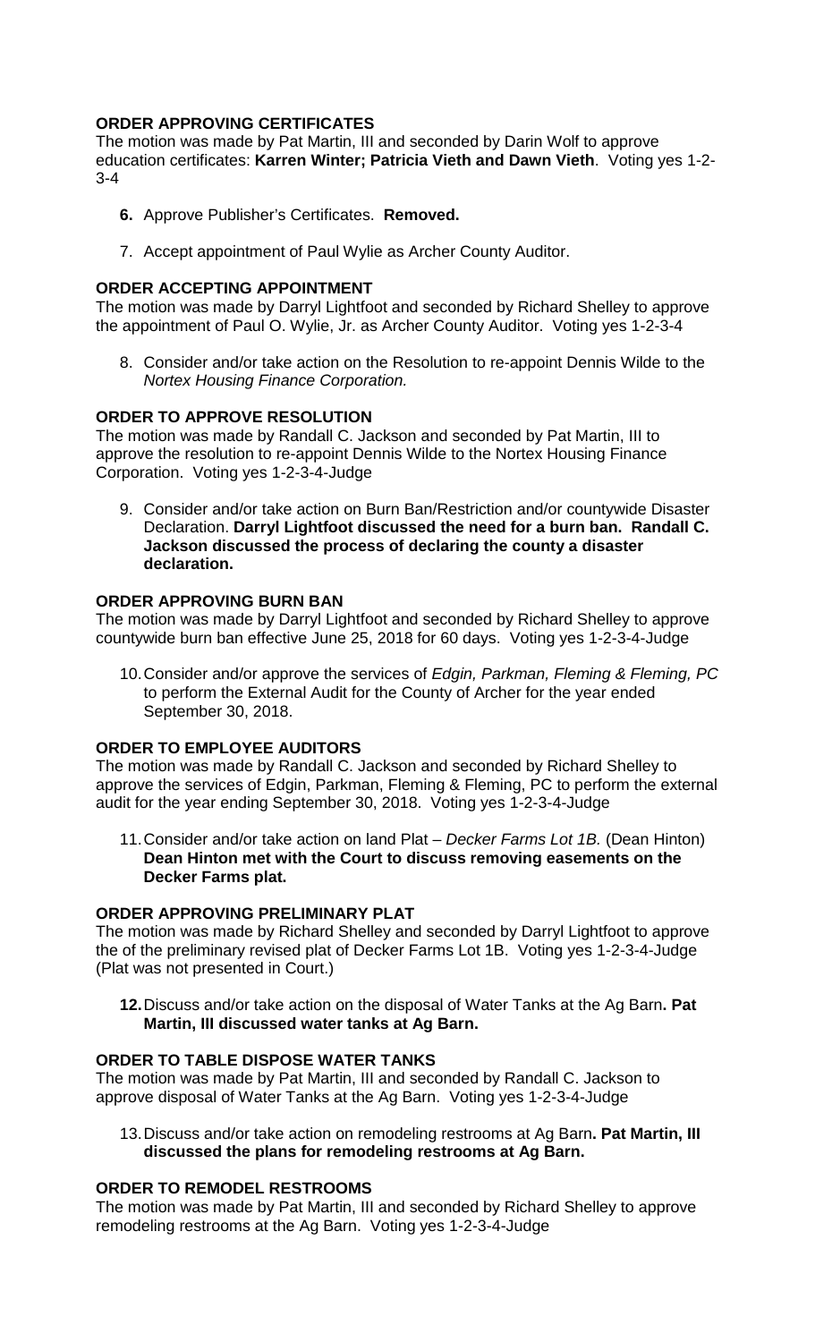**ORDER APPROVING CERTIFICATES**

The motion was made by Pat Martin, III and seconded by Darin Wolf to approve education certificates: **Karren Winter; Patricia Vieth and Dawn Vieth**. Voting yes 1-2-3-4

6. Approve Publisher's Certificates. **Removed.**

7. Accept appointment of Paul Wylie as Archer County Auditor.

**ORDER ACCEPTING APPOINTMENT**

The motion was made by Darryl Lightfoot and seconded by Richard Shelley to approve the appointment of Paul O. Wylie, Jr. as Archer County Auditor. Voting yes 1-2-3-4

8. Consider and/or take action on the Resolution to re-appoint Dennis Wilde to the *Nortex Housing Finance Corporation.*

**ORDER TO APPROVE RESOLUTION**

The motion was made by Randall C. Jackson and seconded by Pat Martin, III to approve the resolution to re-appoint Dennis Wilde to the Nortex Housing Finance Corporation. Voting yes 1-2-3-4-Judge

9. Consider and/or take action on Burn Ban/Restriction and/or countywide Disaster Declaration. **Darryl Lightfoot discussed the need for a burn ban. Randall C. Jackson discussed the process of declaring the county a disaster declaration.**

**ORDER APPROVING BURN BAN**

The motion was made by Darryl Lightfoot and seconded by Richard Shelley to approve countywide burn ban effective June 25, 2018 for 60 days. Voting yes 1-2-3-4-Judge

10. Consider and/or approve the services of *Edgin, Parkman, Fleming & Fleming, PC* to perform the External Audit for the County of Archer for the year ended September 30, 2018.

**ORDER TO EMPLOYEE AUDITORS**

The motion was made by Randall C. Jackson and seconded by Richard Shelley to approve the services of Edgin, Parkman, Fleming & Fleming, PC to perform the external audit for the year ending September 30, 2018. Voting yes 1-2-3-4-Judge

11. Consider and/or take action on land Plat – *Decker Farms Lot 1B.* (Dean Hinton) **Dean Hinton met with the Court to discuss removing easements on the Decker Farms plat.**

**ORDER APPROVING PRELIMINARY PLAT**

The motion was made by Richard Shelley and seconded by Darryl Lightfoot to approve the of the preliminary revised plat of Decker Farms Lot 1B. Voting yes 1-2-3-4-Judge (Plat was not presented in Court.)

12. Discuss and/or take action on the disposal of Water Tanks at the Ag Barn**. Pat Martin, III discussed water tanks at Ag Barn.**

**ORDER TO TABLE DISPOSE WATER TANKS**

The motion was made by Pat Martin, III and seconded by Randall C. Jackson to approve disposal of Water Tanks at the Ag Barn. Voting yes 1-2-3-4-Judge

13. Discuss and/or take action on remodeling restrooms at Ag Barn**. Pat Martin, III discussed the plans for remodeling restrooms at Ag Barn.**

**ORDER TO REMODEL RESTROOMS**

The motion was made by Pat Martin, III and seconded by Richard Shelley to approve remodeling restrooms at the Ag Barn. Voting yes 1-2-3-4-Judge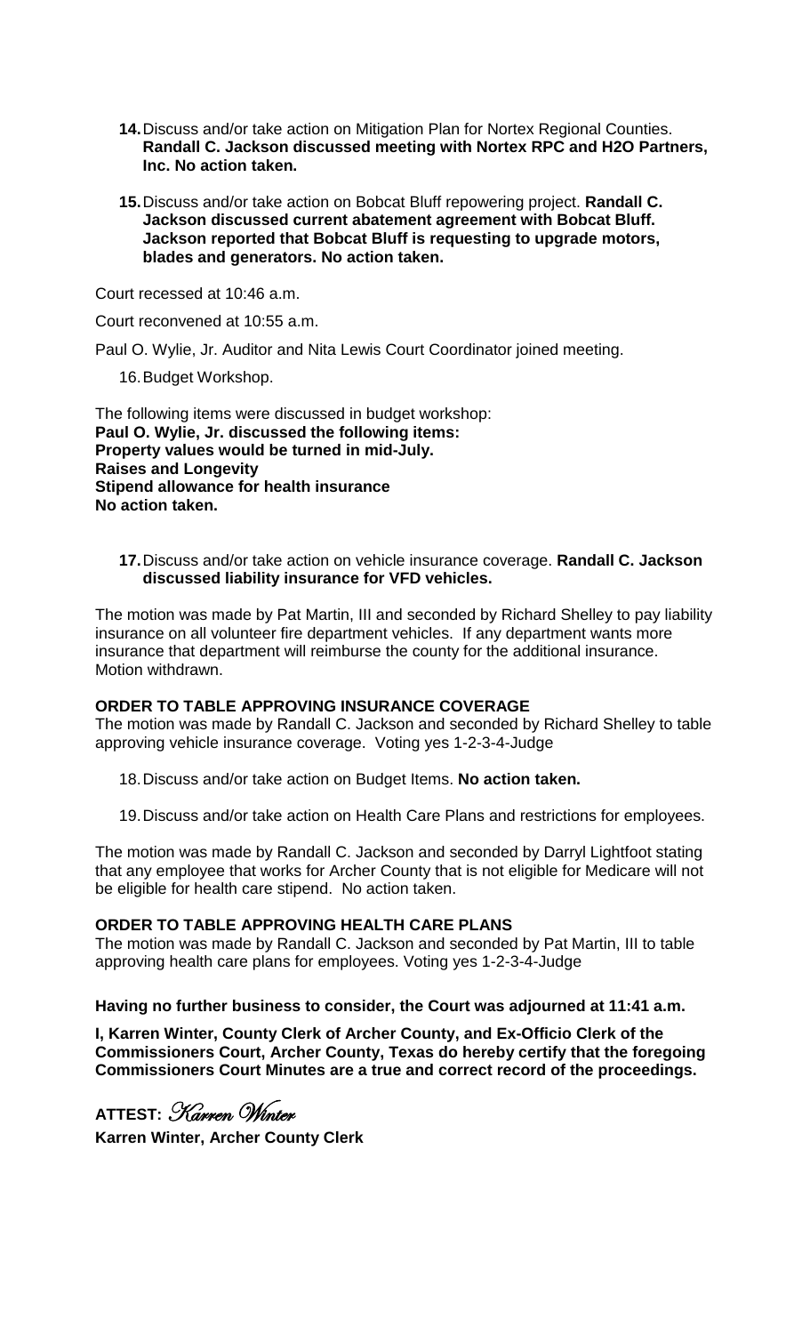14. Discuss and/or take action on Mitigation Plan for Nortex Regional Counties. **Randall C. Jackson discussed meeting with Nortex RPC and H2O Partners, Inc. No action taken.**

15. Discuss and/or take action on Bobcat Bluff repowering project. **Randall C. Jackson discussed current abatement agreement with Bobcat Bluff. Jackson reported that Bobcat Bluff is requesting to upgrade motors, blades and generators. No action taken.**

Court recessed at 10:46 a.m.

Court reconvened at 10:55 a.m.

Paul O. Wylie, Jr. Auditor and Nita Lewis Court Coordinator joined meeting.

16. Budget Workshop.

The following items were discussed in budget workshop:
**Paul O. Wylie, Jr. discussed the following items:**
**Property values would be turned in mid-July.**
**Raises and Longevity**
**Stipend allowance for health insurance**
**No action taken.**

17. Discuss and/or take action on vehicle insurance coverage. **Randall C. Jackson discussed liability insurance for VFD vehicles.**

The motion was made by Pat Martin, III and seconded by Richard Shelley to pay liability insurance on all volunteer fire department vehicles. If any department wants more insurance that department will reimburse the county for the additional insurance. Motion withdrawn.

**ORDER TO TABLE APPROVING INSURANCE COVERAGE**
The motion was made by Randall C. Jackson and seconded by Richard Shelley to table approving vehicle insurance coverage. Voting yes 1-2-3-4-Judge

18. Discuss and/or take action on Budget Items. **No action taken.**

19. Discuss and/or take action on Health Care Plans and restrictions for employees.

The motion was made by Randall C. Jackson and seconded by Darryl Lightfoot stating that any employee that works for Archer County that is not eligible for Medicare will not be eligible for health care stipend. No action taken.

**ORDER TO TABLE APPROVING HEALTH CARE PLANS**
The motion was made by Randall C. Jackson and seconded by Pat Martin, III to table approving health care plans for employees. Voting yes 1-2-3-4-Judge

**Having no further business to consider, the Court was adjourned at 11:41 a.m.**

**I, Karren Winter, County Clerk of Archer County, and Ex-Officio Clerk of the Commissioners Court, Archer County, Texas do hereby certify that the foregoing Commissioners Court Minutes are a true and correct record of the proceedings.**

**ATTEST:** *Karren Winter*
**Karren Winter, Archer County Clerk**